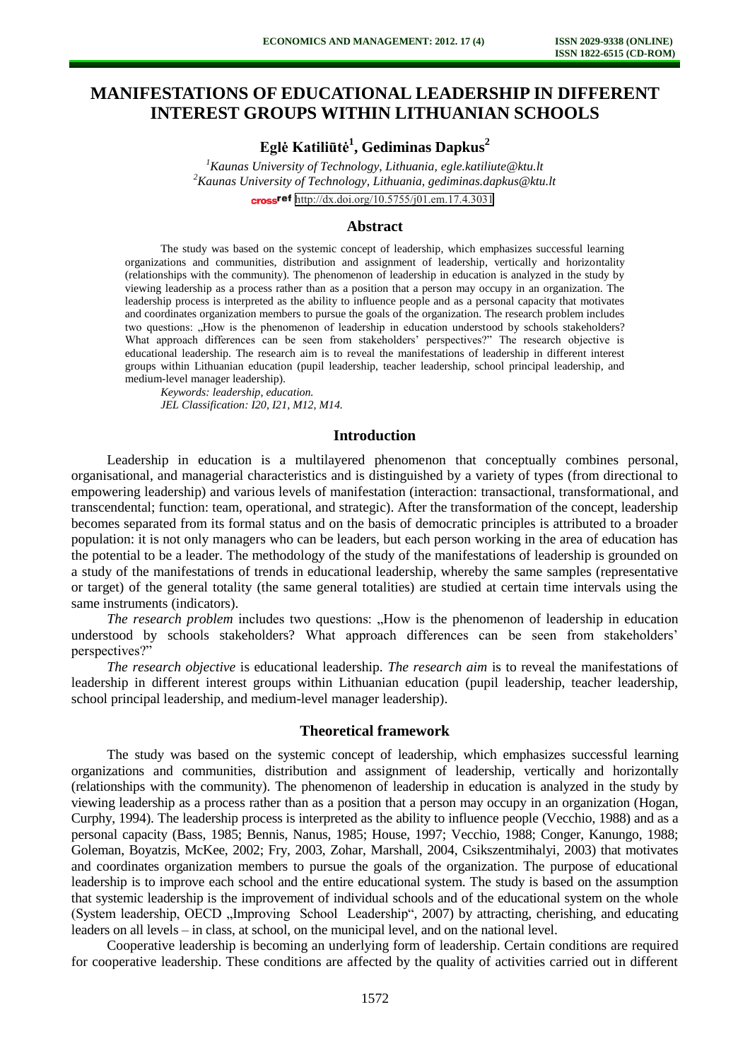# MANIFESTATIONS OF EDUCATIONAL LEADERSHIP IN DIFFERENT INTEREST GROUPS WITHIN LITHUANIAN SCHOOLS

**Eglė Katiliūtė[1], Gediminas Dapkus[2]**

*[1]Kaunas University of Technology, Lithuania, egle.katiliute@ktu.lt*
*[2]Kaunas University of Technology, Lithuania, gediminas.dapkus@ktu.lt*

crossref http://dx.doi.org/10.5755/j01.em.17.4.3031

## Abstract

The study was based on the systemic concept of leadership, which emphasizes successful learning organizations and communities, distribution and assignment of leadership, vertically and horizontally (relationships with the community). The phenomenon of leadership in education is analyzed in the study by viewing leadership as a process rather than as a position that a person may occupy in an organization. The leadership process is interpreted as the ability to influence people and as a personal capacity that motivates and coordinates organization members to pursue the goals of the organization. The research problem includes two questions: „How is the phenomenon of leadership in education understood by schools stakeholders? What approach differences can be seen from stakeholders' perspectives?" The research objective is educational leadership. The research aim is to reveal the manifestations of leadership in different interest groups within Lithuanian education (pupil leadership, teacher leadership, school principal leadership, and medium-level manager leadership).

*Keywords: leadership, education.*

*JEL Classification: I20, I21, M12, M14.*

## Introduction

Leadership in education is a multilayered phenomenon that conceptually combines personal, organisational, and managerial characteristics and is distinguished by a variety of types (from directional to empowering leadership) and various levels of manifestation (interaction: transactional, transformational, and transcendental; function: team, operational, and strategic). After the transformation of the concept, leadership becomes separated from its formal status and on the basis of democratic principles is attributed to a broader population: it is not only managers who can be leaders, but each person working in the area of education has the potential to be a leader. The methodology of the study of the manifestations of leadership is grounded on a study of the manifestations of trends in educational leadership, whereby the same samples (representative or target) of the general totality (the same general totalities) are studied at certain time intervals using the same instruments (indicators).

*The research problem* includes two questions: „How is the phenomenon of leadership in education understood by schools stakeholders? What approach differences can be seen from stakeholders' perspectives?"

*The research objective* is educational leadership. *The research aim* is to reveal the manifestations of leadership in different interest groups within Lithuanian education (pupil leadership, teacher leadership, school principal leadership, and medium-level manager leadership).

## Theoretical framework

The study was based on the systemic concept of leadership, which emphasizes successful learning organizations and communities, distribution and assignment of leadership, vertically and horizontally (relationships with the community). The phenomenon of leadership in education is analyzed in the study by viewing leadership as a process rather than as a position that a person may occupy in an organization (Hogan, Curphy, 1994). The leadership process is interpreted as the ability to influence people (Vecchio, 1988) and as a personal capacity (Bass, 1985; Bennis, Nanus, 1985; House, 1997; Vecchio, 1988; Conger, Kanungo, 1988; Goleman, Boyatzis, McKee, 2002; Fry, 2003, Zohar, Marshall, 2004, Csikszentmihalyi, 2003) that motivates and coordinates organization members to pursue the goals of the organization. The purpose of educational leadership is to improve each school and the entire educational system. The study is based on the assumption that systemic leadership is the improvement of individual schools and of the educational system on the whole (System leadership, OECD „Improving School Leadership", 2007) by attracting, cherishing, and educating leaders on all levels – in class, at school, on the municipal level, and on the national level.

Cooperative leadership is becoming an underlying form of leadership. Certain conditions are required for cooperative leadership. These conditions are affected by the quality of activities carried out in different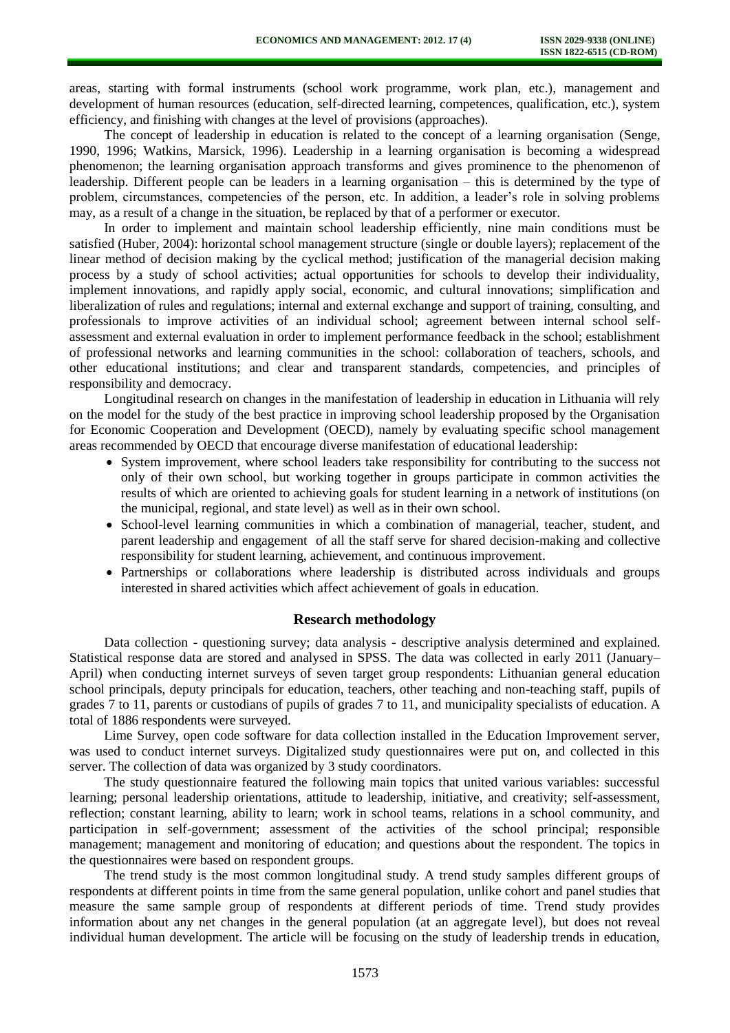areas, starting with formal instruments (school work programme, work plan, etc.), management and development of human resources (education, self-directed learning, competences, qualification, etc.), system efficiency, and finishing with changes at the level of provisions (approaches).

The concept of leadership in education is related to the concept of a learning organisation (Senge, 1990, 1996; Watkins, Marsick, 1996). Leadership in a learning organisation is becoming a widespread phenomenon; the learning organisation approach transforms and gives prominence to the phenomenon of leadership. Different people can be leaders in a learning organisation – this is determined by the type of problem, circumstances, competencies of the person, etc. In addition, a leader's role in solving problems may, as a result of a change in the situation, be replaced by that of a performer or executor.

In order to implement and maintain school leadership efficiently, nine main conditions must be satisfied (Huber, 2004): horizontal school management structure (single or double layers); replacement of the linear method of decision making by the cyclical method; justification of the managerial decision making process by a study of school activities; actual opportunities for schools to develop their individuality, implement innovations, and rapidly apply social, economic, and cultural innovations; simplification and liberalization of rules and regulations; internal and external exchange and support of training, consulting, and professionals to improve activities of an individual school; agreement between internal school self-assessment and external evaluation in order to implement performance feedback in the school; establishment of professional networks and learning communities in the school: collaboration of teachers, schools, and other educational institutions; and clear and transparent standards, competencies, and principles of responsibility and democracy.

Longitudinal research on changes in the manifestation of leadership in education in Lithuania will rely on the model for the study of the best practice in improving school leadership proposed by the Organisation for Economic Cooperation and Development (OECD), namely by evaluating specific school management areas recommended by OECD that encourage diverse manifestation of educational leadership:

- System improvement, where school leaders take responsibility for contributing to the success not only of their own school, but working together in groups participate in common activities the results of which are oriented to achieving goals for student learning in a network of institutions (on the municipal, regional, and state level) as well as in their own school.
- School-level learning communities in which a combination of managerial, teacher, student, and parent leadership and engagement of all the staff serve for shared decision-making and collective responsibility for student learning, achievement, and continuous improvement.
- Partnerships or collaborations where leadership is distributed across individuals and groups interested in shared activities which affect achievement of goals in education.

## Research methodology

Data collection - questioning survey; data analysis - descriptive analysis determined and explained. Statistical response data are stored and analysed in SPSS. The data was collected in early 2011 (January–April) when conducting internet surveys of seven target group respondents: Lithuanian general education school principals, deputy principals for education, teachers, other teaching and non-teaching staff, pupils of grades 7 to 11, parents or custodians of pupils of grades 7 to 11, and municipality specialists of education. A total of 1886 respondents were surveyed.

Lime Survey, open code software for data collection installed in the Education Improvement server, was used to conduct internet surveys. Digitalized study questionnaires were put on, and collected in this server. The collection of data was organized by 3 study coordinators.

The study questionnaire featured the following main topics that united various variables: successful learning; personal leadership orientations, attitude to leadership, initiative, and creativity; self-assessment, reflection; constant learning, ability to learn; work in school teams, relations in a school community, and participation in self-government; assessment of the activities of the school principal; responsible management; management and monitoring of education; and questions about the respondent. The topics in the questionnaires were based on respondent groups.

The trend study is the most common longitudinal study. A trend study samples different groups of respondents at different points in time from the same general population, unlike cohort and panel studies that measure the same sample group of respondents at different periods of time. Trend study provides information about any net changes in the general population (at an aggregate level), but does not reveal individual human development. The article will be focusing on the study of leadership trends in education,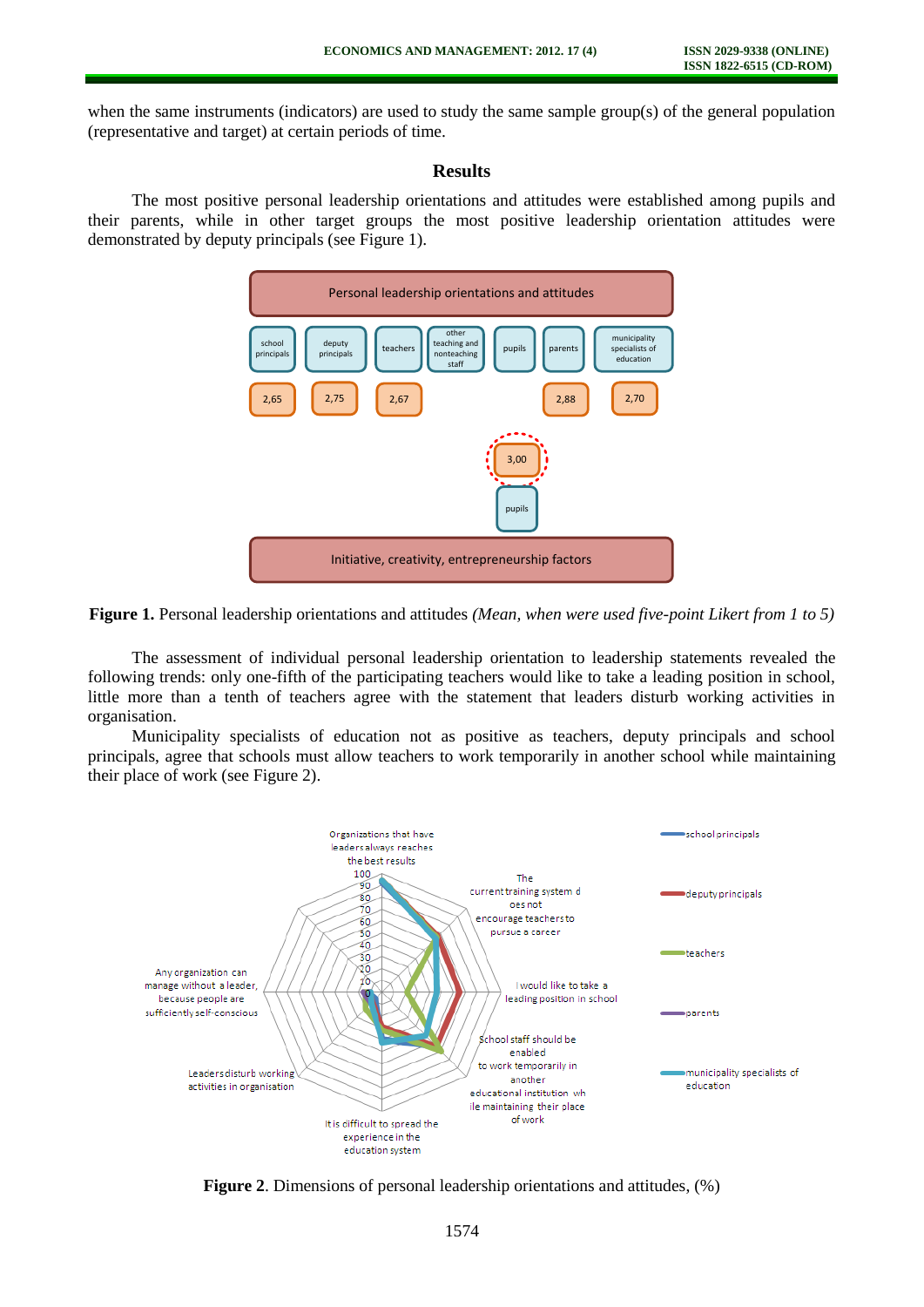when the same instruments (indicators) are used to study the same sample group(s) of the general population (representative and target) at certain periods of time.

## Results

The most positive personal leadership orientations and attitudes were established among pupils and their parents, while in other target groups the most positive leadership orientation attitudes were demonstrated by deputy principals (see Figure 1).

**Figure 1.** Personal leadership orientations and attitudes *(Mean, when were used five-point Likert from 1 to 5)*

The assessment of individual personal leadership orientation to leadership statements revealed the following trends: only one-fifth of the participating teachers would like to take a leading position in school, little more than a tenth of teachers agree with the statement that leaders disturb working activities in organisation.

Municipality specialists of education not as positive as teachers, deputy principals and school principals, agree that schools must allow teachers to work temporarily in another school while maintaining their place of work (see Figure 2).

**Figure 2**. Dimensions of personal leadership orientations and attitudes, (%)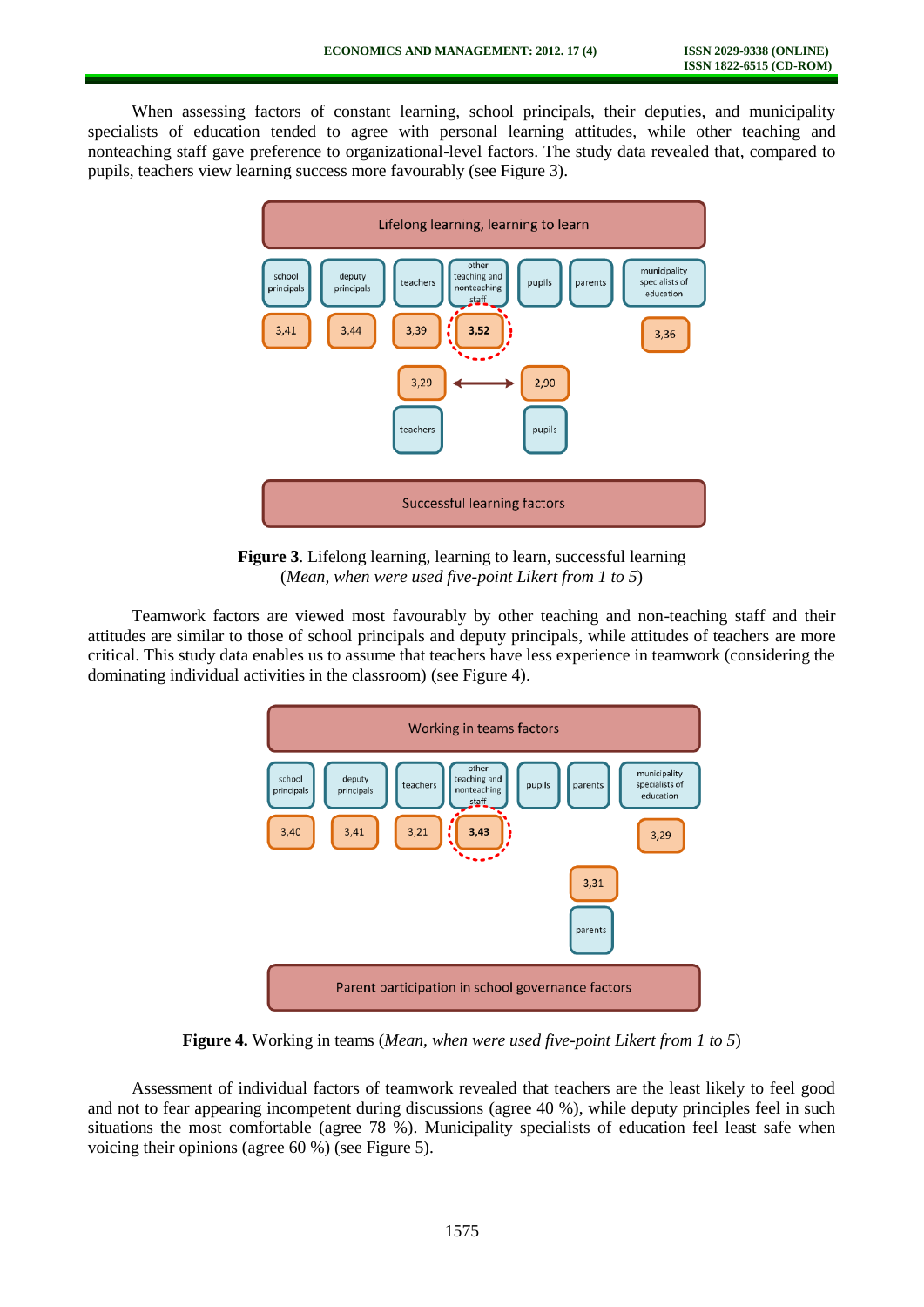When assessing factors of constant learning, school principals, their deputies, and municipality specialists of education tended to agree with personal learning attitudes, while other teaching and nonteaching staff gave preference to organizational-level factors. The study data revealed that, compared to pupils, teachers view learning success more favourably (see Figure 3).

**Lifelong learning, learning to learn**

| school principals | deputy principals | teachers | other teaching and nonteaching staff | pupils | parents | municipality specialists of education |
|---|---|---|---|---|---|---|
| 3,41 | 3,44 | 3,39 | **3,52** | | | 3,36 |

**Successful learning factors**

| teachers | pupils |
|---|---|
| 3,29 | 2,90 |

**Figure 3**. Lifelong learning, learning to learn, successful learning
(*Mean, when were used five-point Likert from 1 to 5*)

Teamwork factors are viewed most favourably by other teaching and non-teaching staff and their attitudes are similar to those of school principals and deputy principals, while attitudes of teachers are more critical. This study data enables us to assume that teachers have less experience in teamwork (considering the dominating individual activities in the classroom) (see Figure 4).

**Working in teams factors**

| school principals | deputy principals | teachers | other teaching and nonteaching staff | pupils | parents | municipality specialists of education |
|---|---|---|---|---|---|---|
| 3,40 | 3,41 | 3,21 | **3,43** | | | 3,29 |

**Parent participation in school governance factors**

| parents |
|---|
| 3,31 |

**Figure 4.** Working in teams (*Mean, when were used five-point Likert from 1 to 5*)

Assessment of individual factors of teamwork revealed that teachers are the least likely to feel good and not to fear appearing incompetent during discussions (agree 40 %), while deputy principles feel in such situations the most comfortable (agree 78 %). Municipality specialists of education feel least safe when voicing their opinions (agree 60 %) (see Figure 5).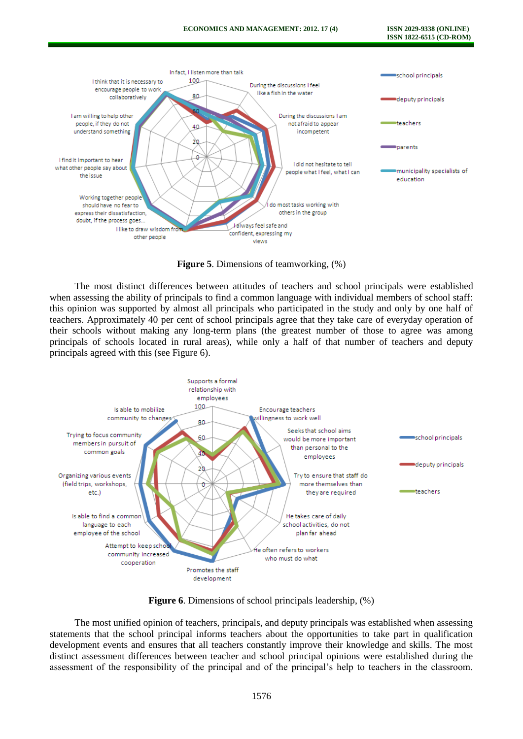**Figure 5**. Dimensions of teamworking, (%)

The most distinct differences between attitudes of teachers and school principals were established when assessing the ability of principals to find a common language with individual members of school staff: this opinion was supported by almost all principals who participated in the study and only by one half of teachers. Approximately 40 per cent of school principals agree that they take care of everyday operation of their schools without making any long-term plans (the greatest number of those to agree was among principals of schools located in rural areas), while only a half of that number of teachers and deputy principals agreed with this (see Figure 6).

**Figure 6**. Dimensions of school principals leadership, (%)

The most unified opinion of teachers, principals, and deputy principals was established when assessing statements that the school principal informs teachers about the opportunities to take part in qualification development events and ensures that all teachers constantly improve their knowledge and skills. The most distinct assessment differences between teacher and school principal opinions were established during the assessment of the responsibility of the principal and of the principal's help to teachers in the classroom.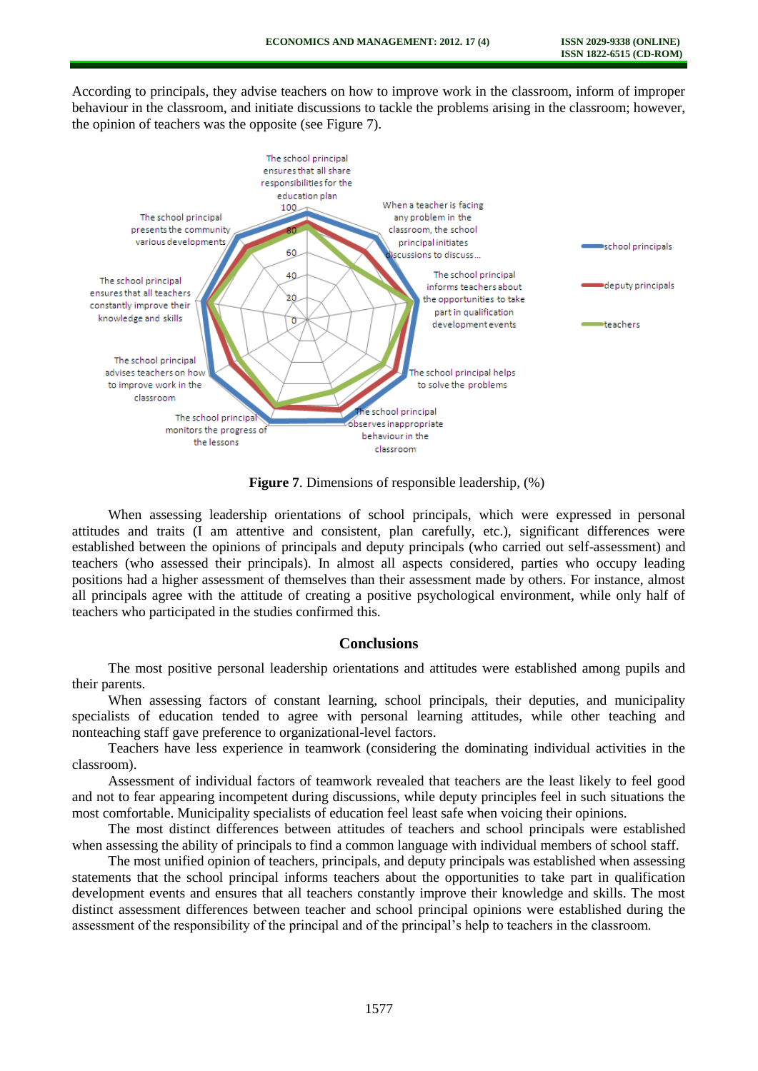According to principals, they advise teachers on how to improve work in the classroom, inform of improper behaviour in the classroom, and initiate discussions to tackle the problems arising in the classroom; however, the opinion of teachers was the opposite (see Figure 7).

**Figure 7**. Dimensions of responsible leadership, (%)

When assessing leadership orientations of school principals, which were expressed in personal attitudes and traits (I am attentive and consistent, plan carefully, etc.), significant differences were established between the opinions of principals and deputy principals (who carried out self-assessment) and teachers (who assessed their principals). In almost all aspects considered, parties who occupy leading positions had a higher assessment of themselves than their assessment made by others. For instance, almost all principals agree with the attitude of creating a positive psychological environment, while only half of teachers who participated in the studies confirmed this.

## Conclusions

The most positive personal leadership orientations and attitudes were established among pupils and their parents.

When assessing factors of constant learning, school principals, their deputies, and municipality specialists of education tended to agree with personal learning attitudes, while other teaching and nonteaching staff gave preference to organizational-level factors.

Teachers have less experience in teamwork (considering the dominating individual activities in the classroom).

Assessment of individual factors of teamwork revealed that teachers are the least likely to feel good and not to fear appearing incompetent during discussions, while deputy principles feel in such situations the most comfortable. Municipality specialists of education feel least safe when voicing their opinions.

The most distinct differences between attitudes of teachers and school principals were established when assessing the ability of principals to find a common language with individual members of school staff.

The most unified opinion of teachers, principals, and deputy principals was established when assessing statements that the school principal informs teachers about the opportunities to take part in qualification development events and ensures that all teachers constantly improve their knowledge and skills. The most distinct assessment differences between teacher and school principal opinions were established during the assessment of the responsibility of the principal and of the principal's help to teachers in the classroom.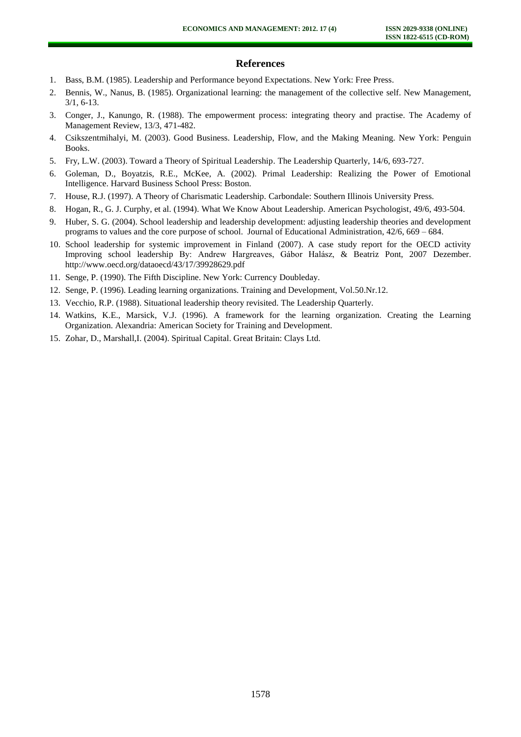## References

1. Bass, B.M. (1985). Leadership and Performance beyond Expectations. New York: Free Press.
2. Bennis, W., Nanus, B. (1985). Organizational learning: the management of the collective self. New Management, 3/1, 6-13.
3. Conger, J., Kanungo, R. (1988). The empowerment process: integrating theory and practise. The Academy of Management Review, 13/3, 471-482.
4. Csikszentmihalyi, M. (2003). Good Business. Leadership, Flow, and the Making Meaning. New York: Penguin Books.
5. Fry, L.W. (2003). Toward a Theory of Spiritual Leadership. The Leadership Quarterly, 14/6, 693-727.
6. Goleman, D., Boyatzis, R.E., McKee, A. (2002). Primal Leadership: Realizing the Power of Emotional Intelligence. Harvard Business School Press: Boston.
7. House, R.J. (1997). A Theory of Charismatic Leadership. Carbondale: Southern Illinois University Press.
8. Hogan, R., G. J. Curphy, et al. (1994). What We Know About Leadership. American Psychologist, 49/6, 493-504.
9. Huber, S. G. (2004). School leadership and leadership development: adjusting leadership theories and development programs to values and the core purpose of school. Journal of Educational Administration, 42/6, 669 – 684.
10. School leadership for systemic improvement in Finland (2007). A case study report for the OECD activity Improving school leadership By: Andrew Hargreaves, Gábor Halász, & Beatriz Pont, 2007 Dezember. http://www.oecd.org/dataoecd/43/17/39928629.pdf
11. Senge, P. (1990). The Fifth Discipline. New York: Currency Doubleday.
12. Senge, P. (1996). Leading learning organizations. Training and Development, Vol.50.Nr.12.
13. Vecchio, R.P. (1988). Situational leadership theory revisited. The Leadership Quarterly.
14. Watkins, K.E., Marsick, V.J. (1996). A framework for the learning organization. Creating the Learning Organization. Alexandria: American Society for Training and Development.
15. Zohar, D., Marshall,I. (2004). Spiritual Capital. Great Britain: Clays Ltd.